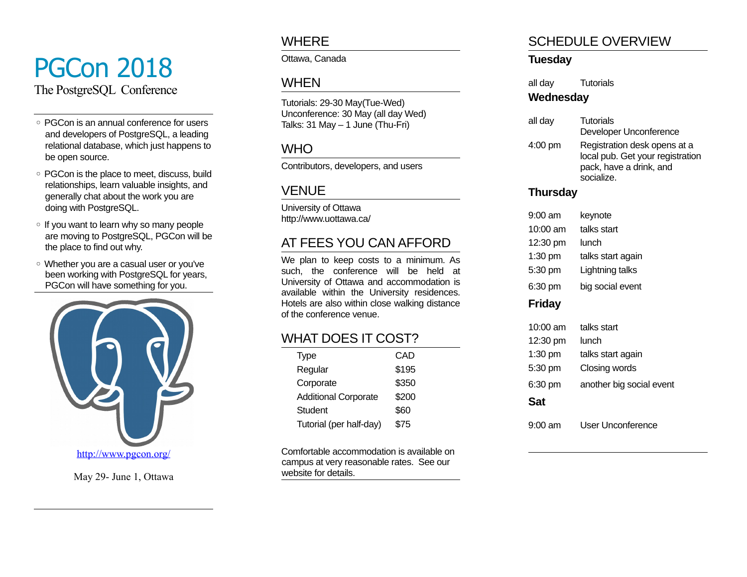# PGCon 2018

The PostgreSQL Conference

- PGCon is an annual conference for users and developers of PostgreSQL, a leading relational database, which just happens to be open source.
- PGCon is the place to meet, discuss, build relationships, learn valuable insights, and generally chat about the work you are doing with PostgreSQL.
- If you want to learn why so many people are moving to PostgreSQL, PGCon will be the place to find out why.
- Whether you are a casual user or you've been working with PostgreSQL for years, PGCon will have something for you.

http://www.pgcon.org/

May 29- June 1, Ottawa

## WHERE

Ottawa, Canada

## WHEN

Tutorials: 29-30 May(Tue-Wed)
Unconference: 30 May (all day Wed)
Talks: 31 May – 1 June (Thu-Fri)

## WHO

Contributors, developers, and users

## VENUE

University of Ottawa
http://www.uottawa.ca/

## AT FEES YOU CAN AFFORD

We plan to keep costs to a minimum. As such, the conference will be held at University of Ottawa and accommodation is available within the University residences. Hotels are also within close walking distance of the conference venue.

## WHAT DOES IT COST?

| Type | CAD |
|---|---|
| Regular | $195 |
| Corporate | $350 |
| Additional Corporate | $200 |
| Student | $60 |
| Tutorial (per half-day) | $75 |

Comfortable accommodation is available on campus at very reasonable rates. See our website for details.

## SCHEDULE OVERVIEW

### Tuesday

| | |
|---|---|
| all day | Tutorials |

### Wednesday

| | |
|---|---|
| all day | Tutorials<br>Developer Unconference |
| 4:00 pm | Registration desk opens at a local pub. Get your registration pack, have a drink, and socialize. |

### Thursday

| | |
|---|---|
| 9:00 am | keynote |
| 10:00 am | talks start |
| 12:30 pm | lunch |
| 1:30 pm | talks start again |
| 5:30 pm | Lightning talks |
| 6:30 pm | big social event |

### Friday

| | |
|---|---|
| 10:00 am | talks start |
| 12:30 pm | lunch |
| 1:30 pm | talks start again |
| 5:30 pm | Closing words |
| 6:30 pm | another big social event |

### Sat

| | |
|---|---|
| 9:00 am | User Unconference |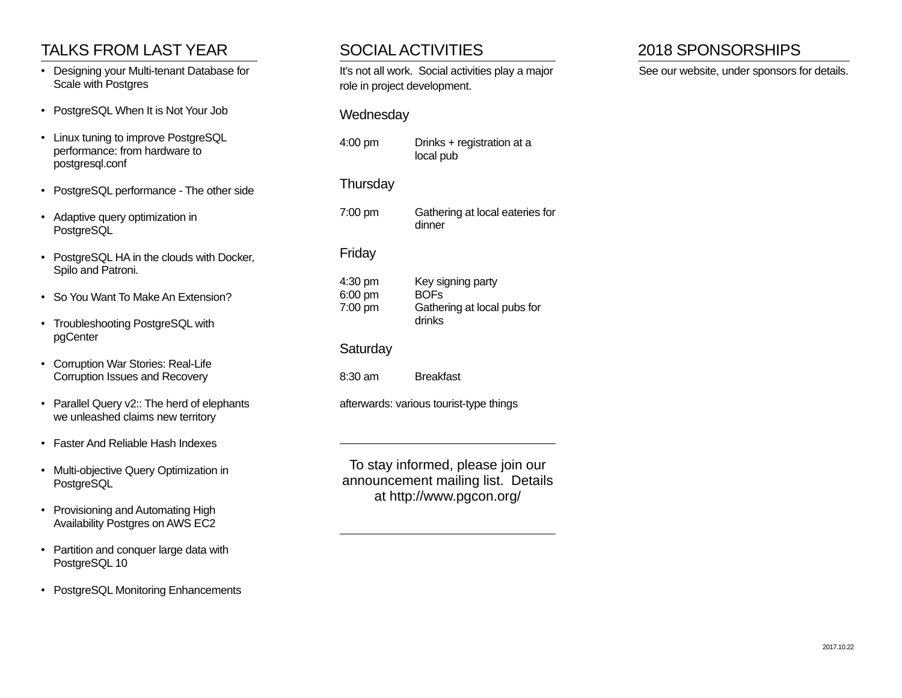## TALKS FROM LAST YEAR

- Designing your Multi-tenant Database for Scale with Postgres
- PostgreSQL When It is Not Your Job
- Linux tuning to improve PostgreSQL performance: from hardware to postgresql.conf
- PostgreSQL performance - The other side
- Adaptive query optimization in PostgreSQL
- PostgreSQL HA in the clouds with Docker, Spilo and Patroni.
- So You Want To Make An Extension?
- Troubleshooting PostgreSQL with pgCenter
- Corruption War Stories: Real-Life Corruption Issues and Recovery
- Parallel Query v2:: The herd of elephants we unleashed claims new territory
- Faster And Reliable Hash Indexes
- Multi-objective Query Optimization in PostgreSQL
- Provisioning and Automating High Availability Postgres on AWS EC2
- Partition and conquer large data with PostgreSQL 10
- PostgreSQL Monitoring Enhancements

## SOCIAL ACTIVITIES

It's not all work. Social activities play a major role in project development.

### Wednesday

| | |
|---|---|
| 4:00 pm | Drinks + registration at a local pub |

### Thursday

| | |
|---|---|
| 7:00 pm | Gathering at local eateries for dinner |

### Friday

| | |
|---|---|
| 4:30 pm | Key signing party |
| 6:00 pm | BOFs |
| 7:00 pm | Gathering at local pubs for drinks |

### Saturday

| | |
|---|---|
| 8:30 am | Breakfast |

afterwards: various tourist-type things

---

To stay informed, please join our announcement mailing list. Details at http://www.pgcon.org/

---

## 2018 SPONSORSHIPS

See our website, under sponsors for details.

2017.10.22